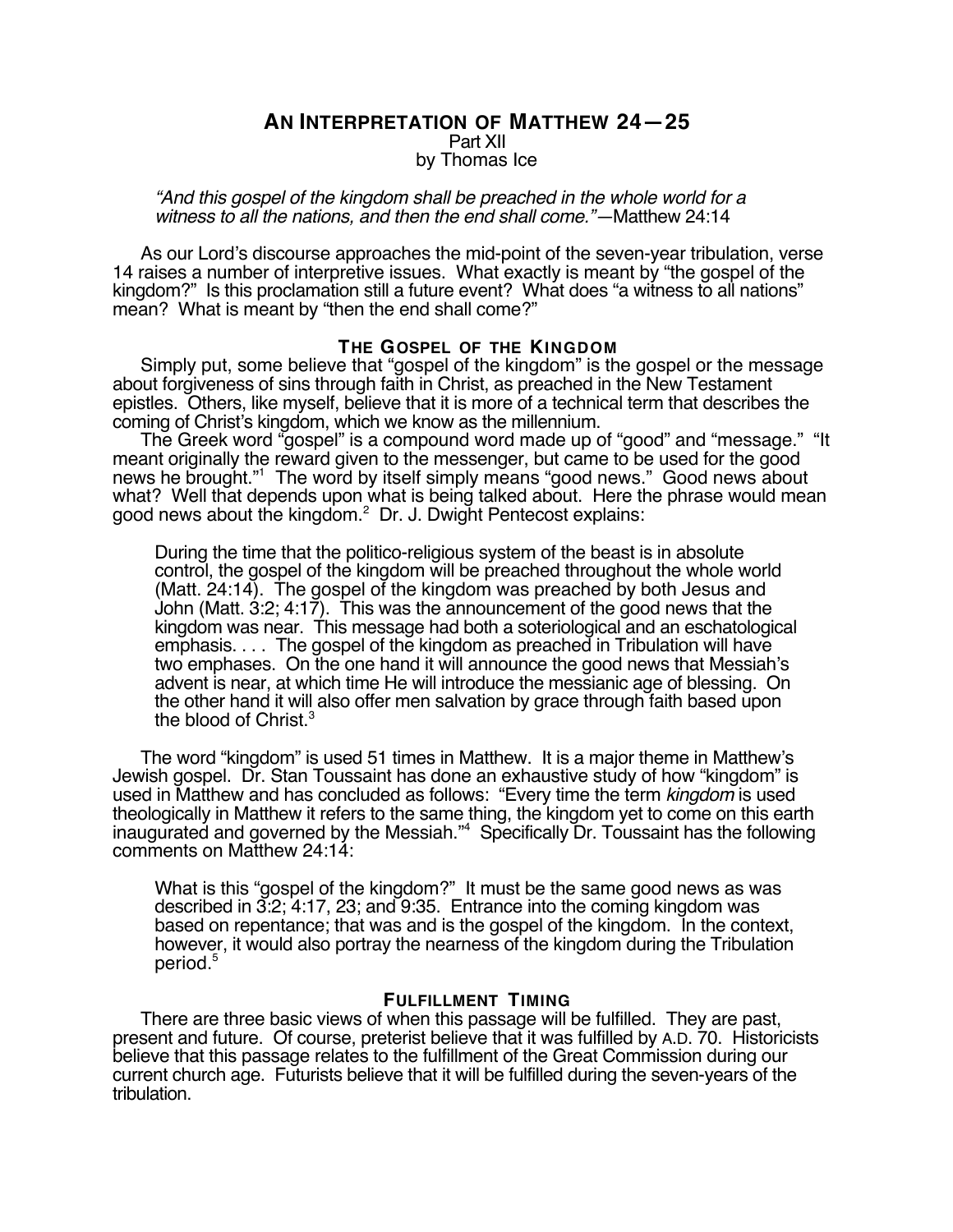# AN INTERPRETATION OF MATTHEW 24—25

Part XII

by Thomas Ice

> *"And this gospel of the kingdom shall be preached in the whole world for a witness to all the nations, and then the end shall come."*—Matthew 24:14

As our Lord's discourse approaches the mid-point of the seven-year tribulation, verse 14 raises a number of interpretive issues. What exactly is meant by "the gospel of the kingdom?" Is this proclamation still a future event? What does "a witness to all nations" mean? What is meant by "then the end shall come?"

## THE GOSPEL OF THE KINGDOM

Simply put, some believe that "gospel of the kingdom" is the gospel or the message about forgiveness of sins through faith in Christ, as preached in the New Testament epistles. Others, like myself, believe that it is more of a technical term that describes the coming of Christ's kingdom, which we know as the millennium.

The Greek word "gospel" is a compound word made up of "good" and "message." "It meant originally the reward given to the messenger, but came to be used for the good news he brought."[1] The word by itself simply means "good news." Good news about what? Well that depends upon what is being talked about. Here the phrase would mean good news about the kingdom.[2] Dr. J. Dwight Pentecost explains:

> During the time that the politico-religious system of the beast is in absolute control, the gospel of the kingdom will be preached throughout the whole world (Matt. 24:14). The gospel of the kingdom was preached by both Jesus and John (Matt. 3:2; 4:17). This was the announcement of the good news that the kingdom was near. This message had both a soteriological and an eschatological emphasis. . . . The gospel of the kingdom as preached in Tribulation will have two emphases. On the one hand it will announce the good news that Messiah's advent is near, at which time He will introduce the messianic age of blessing. On the other hand it will also offer men salvation by grace through faith based upon the blood of Christ.[3]

The word "kingdom" is used 51 times in Matthew. It is a major theme in Matthew's Jewish gospel. Dr. Stan Toussaint has done an exhaustive study of how "kingdom" is used in Matthew and has concluded as follows: "Every time the term *kingdom* is used theologically in Matthew it refers to the same thing, the kingdom yet to come on this earth inaugurated and governed by the Messiah."[4] Specifically Dr. Toussaint has the following comments on Matthew 24:14:

> What is this "gospel of the kingdom?" It must be the same good news as was described in 3:2; 4:17, 23; and 9:35. Entrance into the coming kingdom was based on repentance; that was and is the gospel of the kingdom. In the context, however, it would also portray the nearness of the kingdom during the Tribulation period.[5]

## FULFILLMENT TIMING

There are three basic views of when this passage will be fulfilled. They are past, present and future. Of course, preterist believe that it was fulfilled by A.D. 70. Historicists believe that this passage relates to the fulfillment of the Great Commission during our current church age. Futurists believe that it will be fulfilled during the seven-years of the tribulation.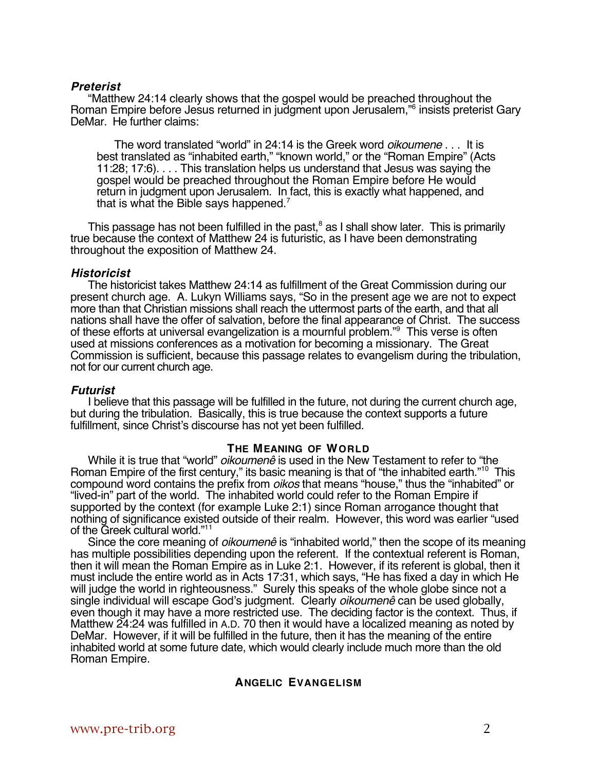### *Preterist*

"Matthew 24:14 clearly shows that the gospel would be preached throughout the Roman Empire before Jesus returned in judgment upon Jerusalem,"[6] insists preterist Gary DeMar. He further claims:

> The word translated "world" in 24:14 is the Greek word *oikoumene* . . . It is best translated as "inhabited earth," "known world," or the "Roman Empire" (Acts 11:28; 17:6). . . . This translation helps us understand that Jesus was saying the gospel would be preached throughout the Roman Empire before He would return in judgment upon Jerusalem. In fact, this is exactly what happened, and that is what the Bible says happened.[7]

This passage has not been fulfilled in the past,[8] as I shall show later. This is primarily true because the context of Matthew 24 is futuristic, as I have been demonstrating throughout the exposition of Matthew 24.

### *Historicist*

The historicist takes Matthew 24:14 as fulfillment of the Great Commission during our present church age. A. Lukyn Williams says, "So in the present age we are not to expect more than that Christian missions shall reach the uttermost parts of the earth, and that all nations shall have the offer of salvation, before the final appearance of Christ. The success of these efforts at universal evangelization is a mournful problem."[9] This verse is often used at missions conferences as a motivation for becoming a missionary. The Great Commission is sufficient, because this passage relates to evangelism during the tribulation, not for our current church age.

### *Futurist*

I believe that this passage will be fulfilled in the future, not during the current church age, but during the tribulation. Basically, this is true because the context supports a future fulfillment, since Christ's discourse has not yet been fulfilled.

## THE MEANING OF WORLD

While it is true that "world" *oikoumenê* is used in the New Testament to refer to "the Roman Empire of the first century," its basic meaning is that of "the inhabited earth."[10] This compound word contains the prefix from *oikos* that means "house," thus the "inhabited" or "lived-in" part of the world. The inhabited world could refer to the Roman Empire if supported by the context (for example Luke 2:1) since Roman arrogance thought that nothing of significance existed outside of their realm. However, this word was earlier "used of the Greek cultural world."[11]

Since the core meaning of *oikoumenê* is "inhabited world," then the scope of its meaning has multiple possibilities depending upon the referent. If the contextual referent is Roman, then it will mean the Roman Empire as in Luke 2:1. However, if its referent is global, then it must include the entire world as in Acts 17:31, which says, "He has fixed a day in which He will judge the world in righteousness." Surely this speaks of the whole globe since not a single individual will escape God's judgment. Clearly *oikoumenê* can be used globally, even though it may have a more restricted use. The deciding factor is the context. Thus, if Matthew 24:24 was fulfilled in A.D. 70 then it would have a localized meaning as noted by DeMar. However, if it will be fulfilled in the future, then it has the meaning of the entire inhabited world at some future date, which would clearly include much more than the old Roman Empire.

## ANGELIC EVANGELISM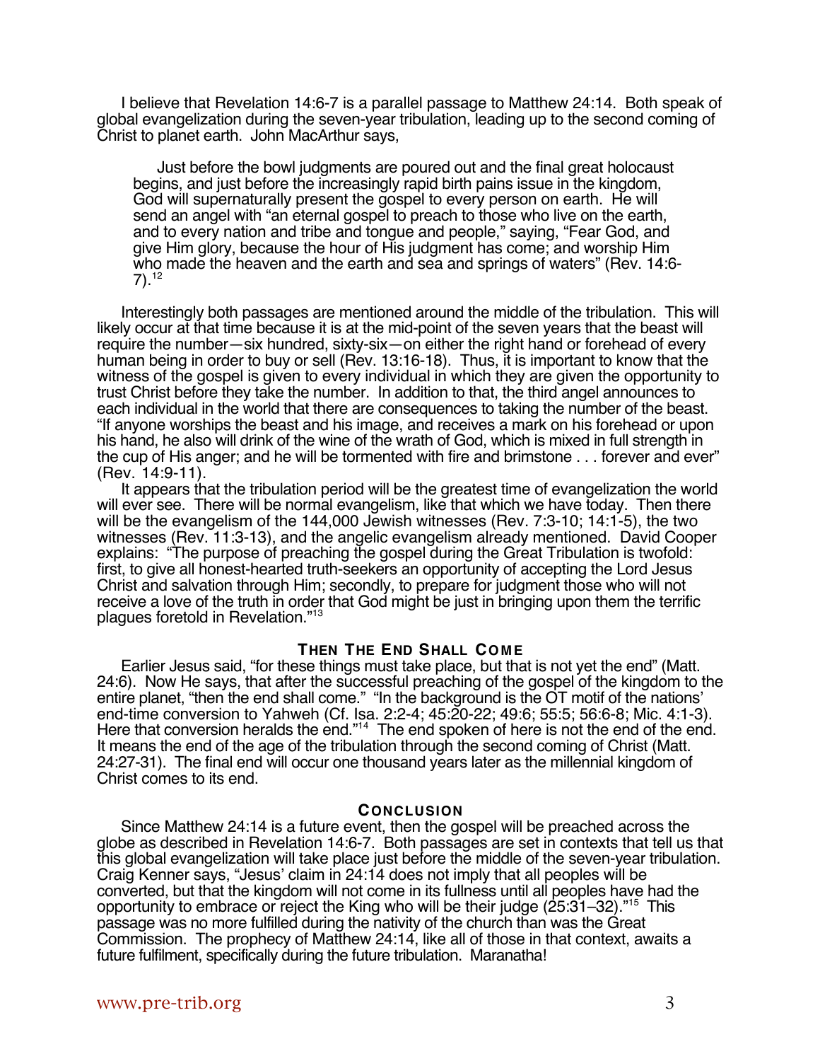I believe that Revelation 14:6-7 is a parallel passage to Matthew 24:14. Both speak of global evangelization during the seven-year tribulation, leading up to the second coming of Christ to planet earth. John MacArthur says,

> Just before the bowl judgments are poured out and the final great holocaust begins, and just before the increasingly rapid birth pains issue in the kingdom, God will supernaturally present the gospel to every person on earth. He will send an angel with "an eternal gospel to preach to those who live on the earth, and to every nation and tribe and tongue and people," saying, "Fear God, and give Him glory, because the hour of His judgment has come; and worship Him who made the heaven and the earth and sea and springs of waters" (Rev. 14:6-7).[12]

Interestingly both passages are mentioned around the middle of the tribulation. This will likely occur at that time because it is at the mid-point of the seven years that the beast will require the number—six hundred, sixty-six—on either the right hand or forehead of every human being in order to buy or sell (Rev. 13:16-18). Thus, it is important to know that the witness of the gospel is given to every individual in which they are given the opportunity to trust Christ before they take the number. In addition to that, the third angel announces to each individual in the world that there are consequences to taking the number of the beast. "If anyone worships the beast and his image, and receives a mark on his forehead or upon his hand, he also will drink of the wine of the wrath of God, which is mixed in full strength in the cup of His anger; and he will be tormented with fire and brimstone . . . forever and ever" (Rev. 14:9-11).

It appears that the tribulation period will be the greatest time of evangelization the world will ever see. There will be normal evangelism, like that which we have today. Then there will be the evangelism of the 144,000 Jewish witnesses (Rev. 7:3-10; 14:1-5), the two witnesses (Rev. 11:3-13), and the angelic evangelism already mentioned. David Cooper explains: "The purpose of preaching the gospel during the Great Tribulation is twofold: first, to give all honest-hearted truth-seekers an opportunity of accepting the Lord Jesus Christ and salvation through Him; secondly, to prepare for judgment those who will not receive a love of the truth in order that God might be just in bringing upon them the terrific plagues foretold in Revelation."[13]

### Then The End Shall Come

Earlier Jesus said, "for these things must take place, but that is not yet the end" (Matt. 24:6). Now He says, that after the successful preaching of the gospel of the kingdom to the entire planet, "then the end shall come." "In the background is the OT motif of the nations' end-time conversion to Yahweh (Cf. Isa. 2:2-4; 45:20-22; 49:6; 55:5; 56:6-8; Mic. 4:1-3). Here that conversion heralds the end."[14] The end spoken of here is not the end of the end. It means the end of the age of the tribulation through the second coming of Christ (Matt. 24:27-31). The final end will occur one thousand years later as the millennial kingdom of Christ comes to its end.

### Conclusion

Since Matthew 24:14 is a future event, then the gospel will be preached across the globe as described in Revelation 14:6-7. Both passages are set in contexts that tell us that this global evangelization will take place just before the middle of the seven-year tribulation. Craig Kenner says, "Jesus' claim in 24:14 does not imply that all peoples will be converted, but that the kingdom will not come in its fullness until all peoples have had the opportunity to embrace or reject the King who will be their judge (25:31–32)."[15] This passage was no more fulfilled during the nativity of the church than was the Great Commission. The prophecy of Matthew 24:14, like all of those in that context, awaits a future fulfilment, specifically during the future tribulation. Maranatha!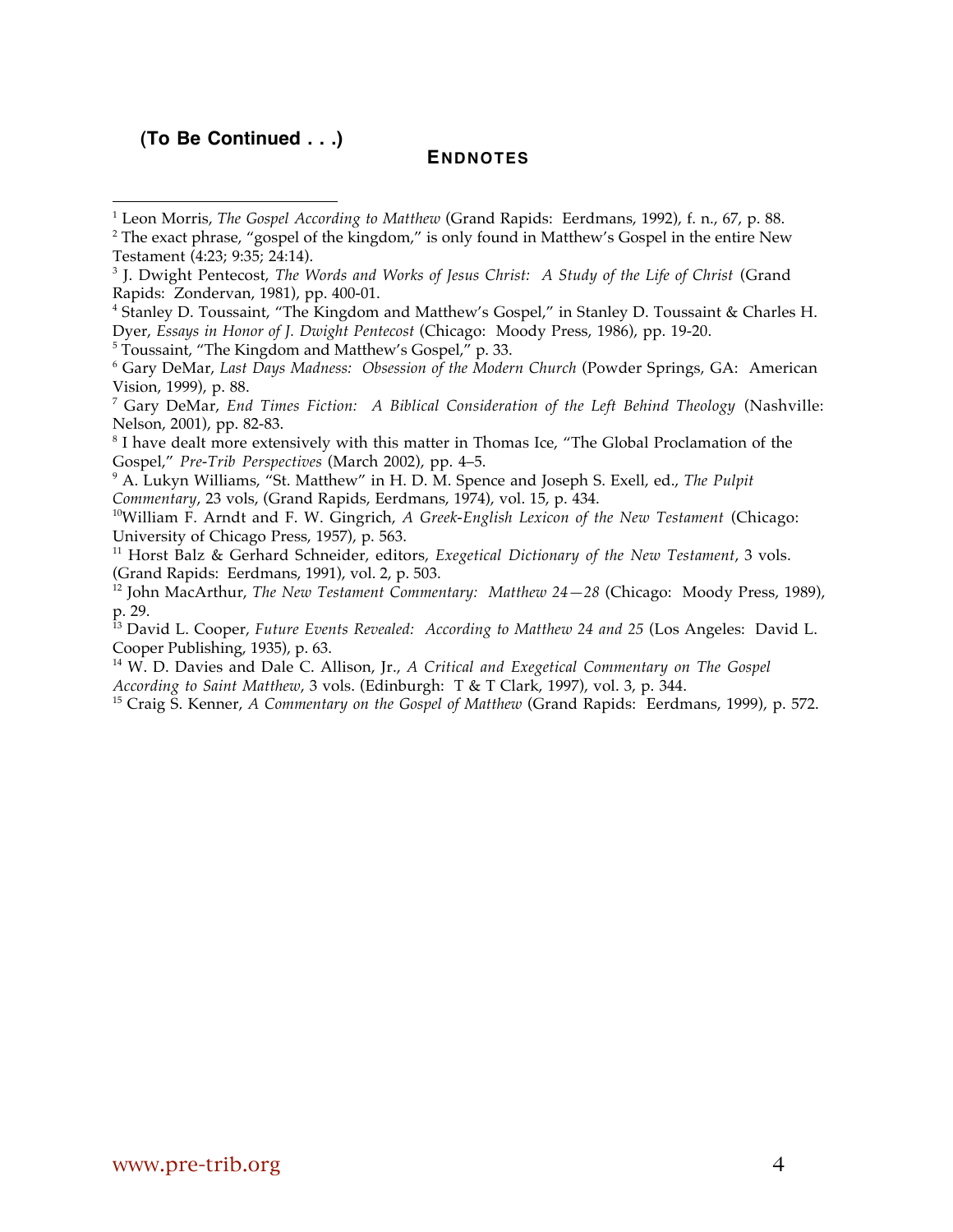**(To Be Continued . . .)**

## ENDNOTES

[1] Leon Morris, *The Gospel According to Matthew* (Grand Rapids: Eerdmans, 1992), f. n., 67, p. 88.

[2] The exact phrase, "gospel of the kingdom," is only found in Matthew's Gospel in the entire New Testament (4:23; 9:35; 24:14).

[3] J. Dwight Pentecost, *The Words and Works of Jesus Christ: A Study of the Life of Christ* (Grand Rapids: Zondervan, 1981), pp. 400-01.

[4] Stanley D. Toussaint, "The Kingdom and Matthew's Gospel," in Stanley D. Toussaint & Charles H. Dyer, *Essays in Honor of J. Dwight Pentecost* (Chicago: Moody Press, 1986), pp. 19-20.

[5] Toussaint, "The Kingdom and Matthew's Gospel," p. 33.

[6] Gary DeMar, *Last Days Madness: Obsession of the Modern Church* (Powder Springs, GA: American Vision, 1999), p. 88.

[7] Gary DeMar, *End Times Fiction: A Biblical Consideration of the Left Behind Theology* (Nashville: Nelson, 2001), pp. 82-83.

[8] I have dealt more extensively with this matter in Thomas Ice, "The Global Proclamation of the Gospel," *Pre-Trib Perspectives* (March 2002), pp. 4–5.

[9] A. Lukyn Williams, "St. Matthew" in H. D. M. Spence and Joseph S. Exell, ed., *The Pulpit Commentary*, 23 vols, (Grand Rapids, Eerdmans, 1974), vol. 15, p. 434.

[10] William F. Arndt and F. W. Gingrich, *A Greek-English Lexicon of the New Testament* (Chicago: University of Chicago Press, 1957), p. 563.

[11] Horst Balz & Gerhard Schneider, editors, *Exegetical Dictionary of the New Testament*, 3 vols. (Grand Rapids: Eerdmans, 1991), vol. 2, p. 503.

[12] John MacArthur, *The New Testament Commentary: Matthew 24—28* (Chicago: Moody Press, 1989), p. 29.

[13] David L. Cooper, *Future Events Revealed: According to Matthew 24 and 25* (Los Angeles: David L. Cooper Publishing, 1935), p. 63.

[14] W. D. Davies and Dale C. Allison, Jr., *A Critical and Exegetical Commentary on The Gospel According to Saint Matthew*, 3 vols. (Edinburgh: T & T Clark, 1997), vol. 3, p. 344.

[15] Craig S. Kenner, *A Commentary on the Gospel of Matthew* (Grand Rapids: Eerdmans, 1999), p. 572.

www.pre-trib.org